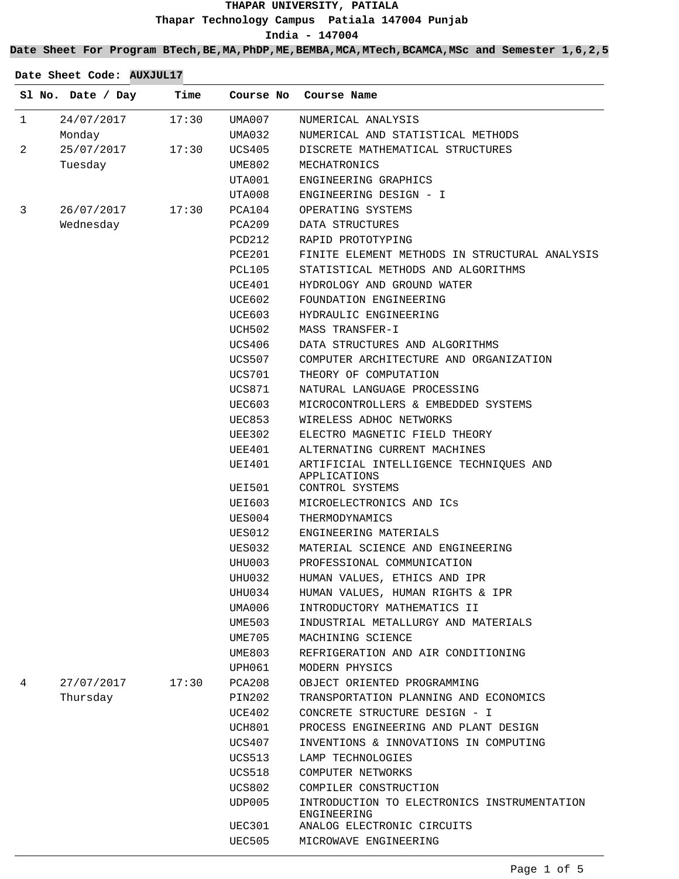# THAPAR UNIVERSITY, PATIALA

**Thapar Technology Campus Patiala 147004 Punjab**

**India - 147004**

**Date Sheet For Program BTech,BE,MA,PhDP,ME,BEMBA,MCA,MTech,BCAMCA,MSc and Semester 1,6,2,5**

**Date Sheet Code: AUXJUL17**

| Sl No. | Date / Day | Time | Course No | Course Name |
|---|---|---|---|---|
| 1 | 24/07/2017 | 17:30 | UMA007 | NUMERICAL ANALYSIS |
| | Monday | | UMA032 | NUMERICAL AND STATISTICAL METHODS |
| 2 | 25/07/2017 | 17:30 | UCS405 | DISCRETE MATHEMATICAL STRUCTURES |
| | Tuesday | | UME802 | MECHATRONICS |
| | | | UTA001 | ENGINEERING GRAPHICS |
| | | | UTA008 | ENGINEERING DESIGN - I |
| 3 | 26/07/2017 | 17:30 | PCA104 | OPERATING SYSTEMS |
| | Wednesday | | PCA209 | DATA STRUCTURES |
| | | | PCD212 | RAPID PROTOTYPING |
| | | | PCE201 | FINITE ELEMENT METHODS IN STRUCTURAL ANALYSIS |
| | | | PCL105 | STATISTICAL METHODS AND ALGORITHMS |
| | | | UCE401 | HYDROLOGY AND GROUND WATER |
| | | | UCE602 | FOUNDATION ENGINEERING |
| | | | UCE603 | HYDRAULIC ENGINEERING |
| | | | UCH502 | MASS TRANSFER-I |
| | | | UCS406 | DATA STRUCTURES AND ALGORITHMS |
| | | | UCS507 | COMPUTER ARCHITECTURE AND ORGANIZATION |
| | | | UCS701 | THEORY OF COMPUTATION |
| | | | UCS871 | NATURAL LANGUAGE PROCESSING |
| | | | UEC603 | MICROCONTROLLERS & EMBEDDED SYSTEMS |
| | | | UEC853 | WIRELESS ADHOC NETWORKS |
| | | | UEE302 | ELECTRO MAGNETIC FIELD THEORY |
| | | | UEE401 | ALTERNATING CURRENT MACHINES |
| | | | UEI401 | ARTIFICIAL INTELLIGENCE TECHNIQUES AND APPLICATIONS |
| | | | UEI501 | CONTROL SYSTEMS |
| | | | UEI603 | MICROELECTRONICS AND ICs |
| | | | UES004 | THERMODYNAMICS |
| | | | UES012 | ENGINEERING MATERIALS |
| | | | UES032 | MATERIAL SCIENCE AND ENGINEERING |
| | | | UHU003 | PROFESSIONAL COMMUNICATION |
| | | | UHU032 | HUMAN VALUES, ETHICS AND IPR |
| | | | UHU034 | HUMAN VALUES, HUMAN RIGHTS & IPR |
| | | | UMA006 | INTRODUCTORY MATHEMATICS II |
| | | | UME503 | INDUSTRIAL METALLURGY AND MATERIALS |
| | | | UME705 | MACHINING SCIENCE |
| | | | UME803 | REFRIGERATION AND AIR CONDITIONING |
| | | | UPH061 | MODERN PHYSICS |
| 4 | 27/07/2017 | 17:30 | PCA208 | OBJECT ORIENTED PROGRAMMING |
| | Thursday | | PIN202 | TRANSPORTATION PLANNING AND ECONOMICS |
| | | | UCE402 | CONCRETE STRUCTURE DESIGN - I |
| | | | UCH801 | PROCESS ENGINEERING AND PLANT DESIGN |
| | | | UCS407 | INVENTIONS & INNOVATIONS IN COMPUTING |
| | | | UCS513 | LAMP TECHNOLOGIES |
| | | | UCS518 | COMPUTER NETWORKS |
| | | | UCS802 | COMPILER CONSTRUCTION |
| | | | UDP005 | INTRODUCTION TO ELECTRONICS INSTRUMENTATION ENGINEERING |
| | | | UEC301 | ANALOG ELECTRONIC CIRCUITS |
| | | | UEC505 | MICROWAVE ENGINEERING |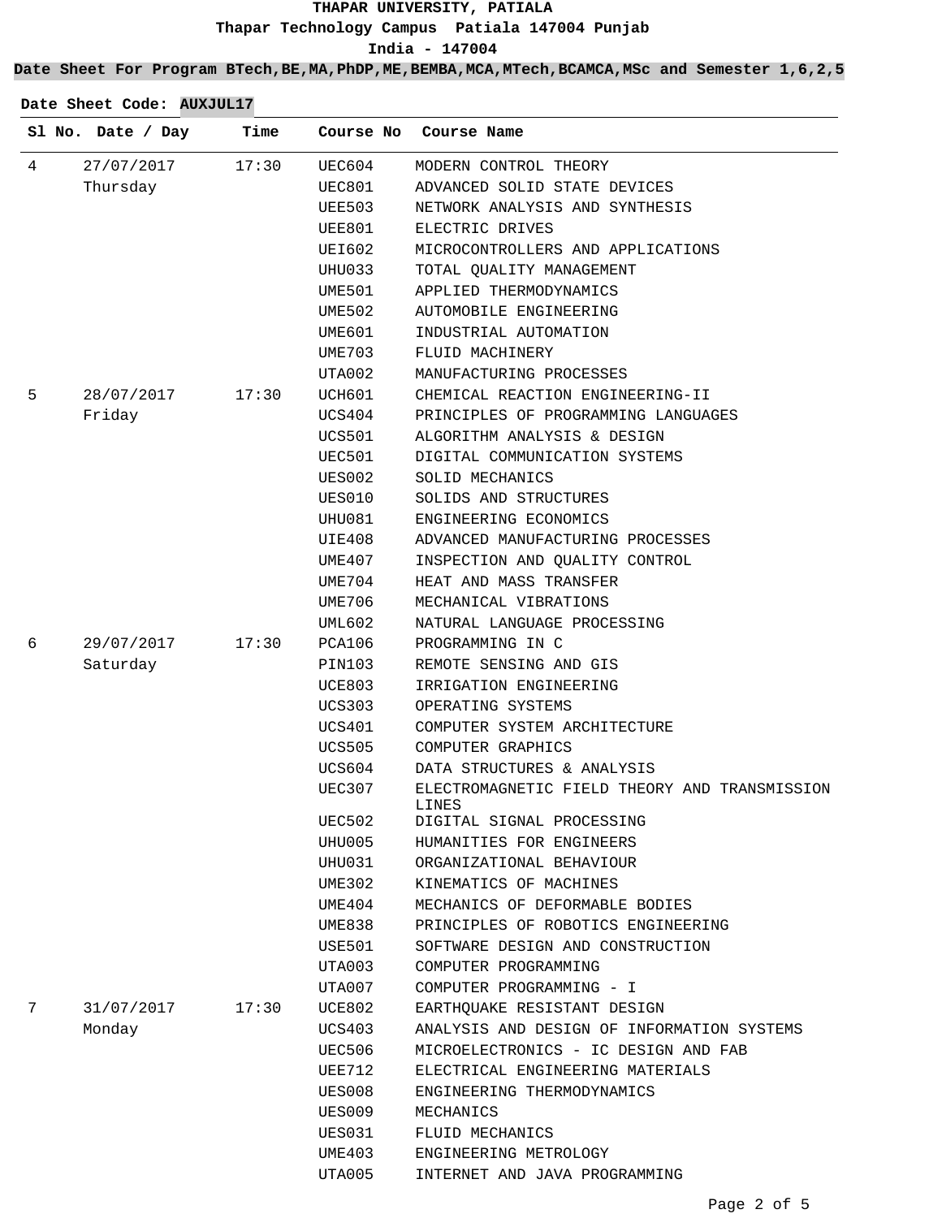# THAPAR UNIVERSITY, PATIALA

**Thapar Technology Campus Patiala 147004 Punjab**

**India - 147004**

**Date Sheet For Program BTech,BE,MA,PhDP,ME,BEMBA,MCA,MTech,BCAMCA,MSc and Semester 1,6,2,5**

**Date Sheet Code: AUXJUL17**

| Sl No. | Date / Day | Time | Course No | Course Name |
|---|---|---|---|---|
| 4 | 27/07/2017 Thursday | 17:30 | UEC604 | MODERN CONTROL THEORY |
| | | | UEC801 | ADVANCED SOLID STATE DEVICES |
| | | | UEE503 | NETWORK ANALYSIS AND SYNTHESIS |
| | | | UEE801 | ELECTRIC DRIVES |
| | | | UEI602 | MICROCONTROLLERS AND APPLICATIONS |
| | | | UHU033 | TOTAL QUALITY MANAGEMENT |
| | | | UME501 | APPLIED THERMODYNAMICS |
| | | | UME502 | AUTOMOBILE ENGINEERING |
| | | | UME601 | INDUSTRIAL AUTOMATION |
| | | | UME703 | FLUID MACHINERY |
| | | | UTA002 | MANUFACTURING PROCESSES |
| 5 | 28/07/2017 Friday | 17:30 | UCH601 | CHEMICAL REACTION ENGINEERING-II |
| | | | UCS404 | PRINCIPLES OF PROGRAMMING LANGUAGES |
| | | | UCS501 | ALGORITHM ANALYSIS & DESIGN |
| | | | UEC501 | DIGITAL COMMUNICATION SYSTEMS |
| | | | UES002 | SOLID MECHANICS |
| | | | UES010 | SOLIDS AND STRUCTURES |
| | | | UHU081 | ENGINEERING ECONOMICS |
| | | | UIE408 | ADVANCED MANUFACTURING PROCESSES |
| | | | UME407 | INSPECTION AND QUALITY CONTROL |
| | | | UME704 | HEAT AND MASS TRANSFER |
| | | | UME706 | MECHANICAL VIBRATIONS |
| | | | UML602 | NATURAL LANGUAGE PROCESSING |
| 6 | 29/07/2017 Saturday | 17:30 | PCA106 | PROGRAMMING IN C |
| | | | PIN103 | REMOTE SENSING AND GIS |
| | | | UCE803 | IRRIGATION ENGINEERING |
| | | | UCS303 | OPERATING SYSTEMS |
| | | | UCS401 | COMPUTER SYSTEM ARCHITECTURE |
| | | | UCS505 | COMPUTER GRAPHICS |
| | | | UCS604 | DATA STRUCTURES & ANALYSIS |
| | | | UEC307 | ELECTROMAGNETIC FIELD THEORY AND TRANSMISSION LINES |
| | | | UEC502 | DIGITAL SIGNAL PROCESSING |
| | | | UHU005 | HUMANITIES FOR ENGINEERS |
| | | | UHU031 | ORGANIZATIONAL BEHAVIOUR |
| | | | UME302 | KINEMATICS OF MACHINES |
| | | | UME404 | MECHANICS OF DEFORMABLE BODIES |
| | | | UME838 | PRINCIPLES OF ROBOTICS ENGINEERING |
| | | | USE501 | SOFTWARE DESIGN AND CONSTRUCTION |
| | | | UTA003 | COMPUTER PROGRAMMING |
| | | | UTA007 | COMPUTER PROGRAMMING - I |
| 7 | 31/07/2017 Monday | 17:30 | UCE802 | EARTHQUAKE RESISTANT DESIGN |
| | | | UCS403 | ANALYSIS AND DESIGN OF INFORMATION SYSTEMS |
| | | | UEC506 | MICROELECTRONICS - IC DESIGN AND FAB |
| | | | UEE712 | ELECTRICAL ENGINEERING MATERIALS |
| | | | UES008 | ENGINEERING THERMODYNAMICS |
| | | | UES009 | MECHANICS |
| | | | UES031 | FLUID MECHANICS |
| | | | UME403 | ENGINEERING METROLOGY |
| | | | UTA005 | INTERNET AND JAVA PROGRAMMING |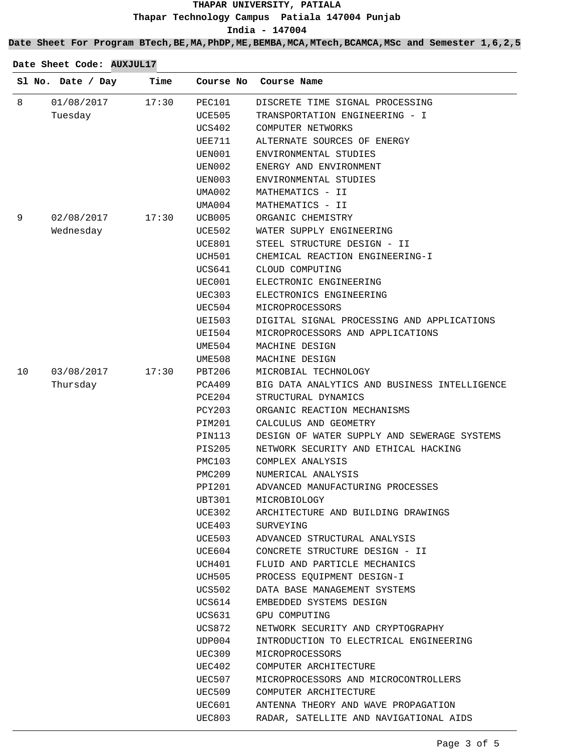**THAPAR UNIVERSITY, PATIALA**

**Thapar Technology Campus Patiala 147004 Punjab**

**India - 147004**

**Date Sheet For Program BTech,BE,MA,PhDP,ME,BEMBA,MCA,MTech,BCAMCA,MSc and Semester 1,6,2,5**

**Date Sheet Code: AUXJUL17**

| Sl No. | Date / Day | Time | Course No | Course Name |
|---|---|---|---|---|
| 8 | 01/08/2017 Tuesday | 17:30 | PEC101 | DISCRETE TIME SIGNAL PROCESSING |
| | | | UCE505 | TRANSPORTATION ENGINEERING - I |
| | | | UCS402 | COMPUTER NETWORKS |
| | | | UEE711 | ALTERNATE SOURCES OF ENERGY |
| | | | UEN001 | ENVIRONMENTAL STUDIES |
| | | | UEN002 | ENERGY AND ENVIRONMENT |
| | | | UEN003 | ENVIRONMENTAL STUDIES |
| | | | UMA002 | MATHEMATICS - II |
| | | | UMA004 | MATHEMATICS - II |
| 9 | 02/08/2017 Wednesday | 17:30 | UCB005 | ORGANIC CHEMISTRY |
| | | | UCE502 | WATER SUPPLY ENGINEERING |
| | | | UCE801 | STEEL STRUCTURE DESIGN - II |
| | | | UCH501 | CHEMICAL REACTION ENGINEERING-I |
| | | | UCS641 | CLOUD COMPUTING |
| | | | UEC001 | ELECTRONIC ENGINEERING |
| | | | UEC303 | ELECTRONICS ENGINEERING |
| | | | UEC504 | MICROPROCESSORS |
| | | | UEI503 | DIGITAL SIGNAL PROCESSING AND APPLICATIONS |
| | | | UEI504 | MICROPROCESSORS AND APPLICATIONS |
| | | | UME504 | MACHINE DESIGN |
| | | | UME508 | MACHINE DESIGN |
| 10 | 03/08/2017 Thursday | 17:30 | PBT206 | MICROBIAL TECHNOLOGY |
| | | | PCA409 | BIG DATA ANALYTICS AND BUSINESS INTELLIGENCE |
| | | | PCE204 | STRUCTURAL DYNAMICS |
| | | | PCY203 | ORGANIC REACTION MECHANISMS |
| | | | PIM201 | CALCULUS AND GEOMETRY |
| | | | PIN113 | DESIGN OF WATER SUPPLY AND SEWERAGE SYSTEMS |
| | | | PIS205 | NETWORK SECURITY AND ETHICAL HACKING |
| | | | PMC103 | COMPLEX ANALYSIS |
| | | | PMC209 | NUMERICAL ANALYSIS |
| | | | PPI201 | ADVANCED MANUFACTURING PROCESSES |
| | | | UBT301 | MICROBIOLOGY |
| | | | UCE302 | ARCHITECTURE AND BUILDING DRAWINGS |
| | | | UCE403 | SURVEYING |
| | | | UCE503 | ADVANCED STRUCTURAL ANALYSIS |
| | | | UCE604 | CONCRETE STRUCTURE DESIGN - II |
| | | | UCH401 | FLUID AND PARTICLE MECHANICS |
| | | | UCH505 | PROCESS EQUIPMENT DESIGN-I |
| | | | UCS502 | DATA BASE MANAGEMENT SYSTEMS |
| | | | UCS614 | EMBEDDED SYSTEMS DESIGN |
| | | | UCS631 | GPU COMPUTING |
| | | | UCS872 | NETWORK SECURITY AND CRYPTOGRAPHY |
| | | | UDP004 | INTRODUCTION TO ELECTRICAL ENGINEERING |
| | | | UEC309 | MICROPROCESSORS |
| | | | UEC402 | COMPUTER ARCHITECTURE |
| | | | UEC507 | MICROPROCESSORS AND MICROCONTROLLERS |
| | | | UEC509 | COMPUTER ARCHITECTURE |
| | | | UEC601 | ANTENNA THEORY AND WAVE PROPAGATION |
| | | | UEC803 | RADAR, SATELLITE AND NAVIGATIONAL AIDS |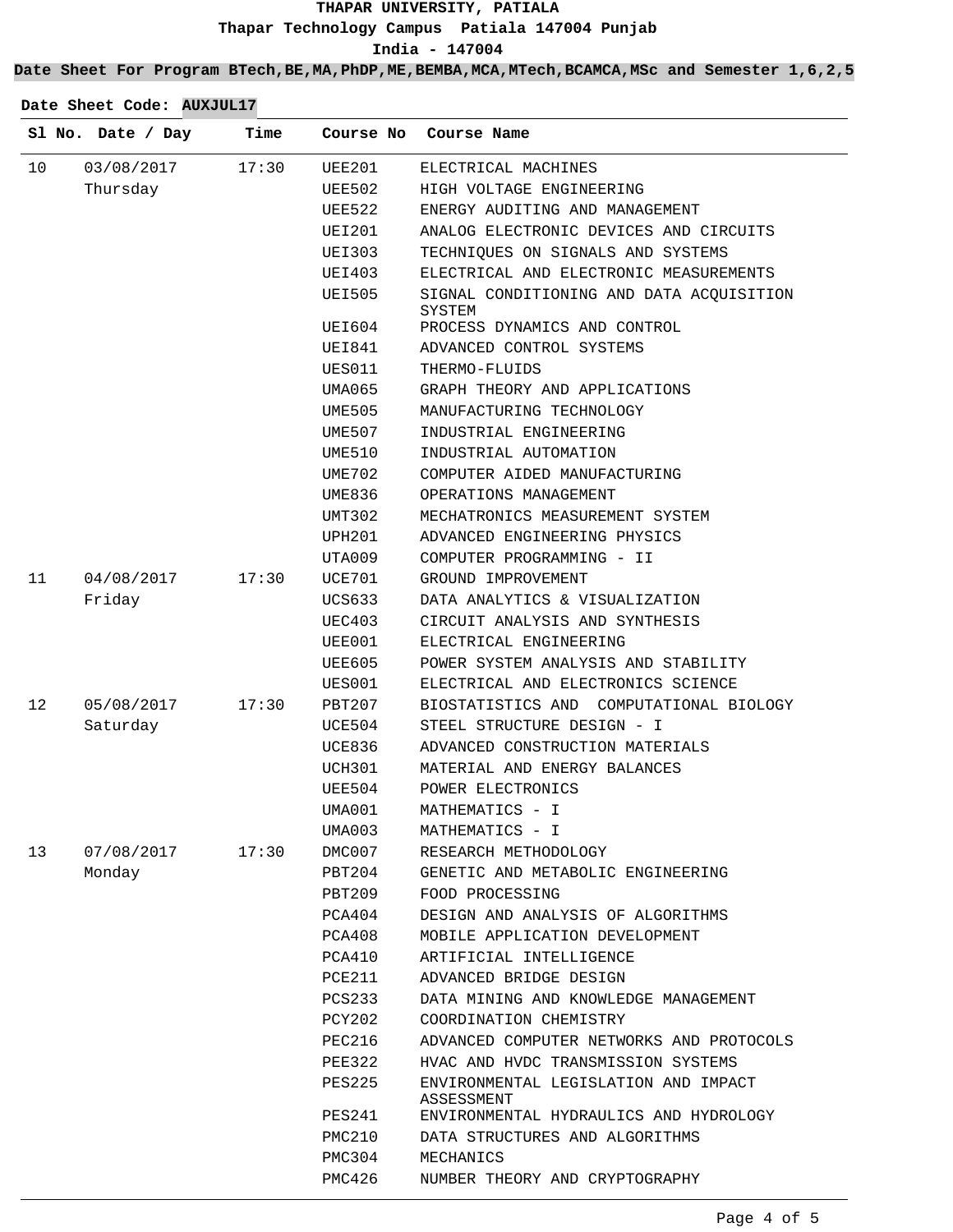**THAPAR UNIVERSITY, PATIALA**

**Thapar Technology Campus Patiala 147004 Punjab**

**India - 147004**

**Date Sheet For Program BTech,BE,MA,PhDP,ME,BEMBA,MCA,MTech,BCAMCA,MSc and Semester 1,6,2,5**

**Date Sheet Code: AUXJUL17**

| Sl No. | Date / Day | Time | Course No | Course Name |
|---|---|---|---|---|
| 10 | 03/08/2017 Thursday | 17:30 | UEE201 | ELECTRICAL MACHINES |
| | | | UEE502 | HIGH VOLTAGE ENGINEERING |
| | | | UEE522 | ENERGY AUDITING AND MANAGEMENT |
| | | | UEI201 | ANALOG ELECTRONIC DEVICES AND CIRCUITS |
| | | | UEI303 | TECHNIQUES ON SIGNALS AND SYSTEMS |
| | | | UEI403 | ELECTRICAL AND ELECTRONIC MEASUREMENTS |
| | | | UEI505 | SIGNAL CONDITIONING AND DATA ACQUISITION SYSTEM |
| | | | UEI604 | PROCESS DYNAMICS AND CONTROL |
| | | | UEI841 | ADVANCED CONTROL SYSTEMS |
| | | | UES011 | THERMO-FLUIDS |
| | | | UMA065 | GRAPH THEORY AND APPLICATIONS |
| | | | UME505 | MANUFACTURING TECHNOLOGY |
| | | | UME507 | INDUSTRIAL ENGINEERING |
| | | | UME510 | INDUSTRIAL AUTOMATION |
| | | | UME702 | COMPUTER AIDED MANUFACTURING |
| | | | UME836 | OPERATIONS MANAGEMENT |
| | | | UMT302 | MECHATRONICS MEASUREMENT SYSTEM |
| | | | UPH201 | ADVANCED ENGINEERING PHYSICS |
| | | | UTA009 | COMPUTER PROGRAMMING - II |
| 11 | 04/08/2017 Friday | 17:30 | UCE701 | GROUND IMPROVEMENT |
| | | | UCS633 | DATA ANALYTICS & VISUALIZATION |
| | | | UEC403 | CIRCUIT ANALYSIS AND SYNTHESIS |
| | | | UEE001 | ELECTRICAL ENGINEERING |
| | | | UEE605 | POWER SYSTEM ANALYSIS AND STABILITY |
| | | | UES001 | ELECTRICAL AND ELECTRONICS SCIENCE |
| 12 | 05/08/2017 Saturday | 17:30 | PBT207 | BIOSTATISTICS AND COMPUTATIONAL BIOLOGY |
| | | | UCE504 | STEEL STRUCTURE DESIGN - I |
| | | | UCE836 | ADVANCED CONSTRUCTION MATERIALS |
| | | | UCH301 | MATERIAL AND ENERGY BALANCES |
| | | | UEE504 | POWER ELECTRONICS |
| | | | UMA001 | MATHEMATICS - I |
| | | | UMA003 | MATHEMATICS - I |
| 13 | 07/08/2017 Monday | 17:30 | DMC007 | RESEARCH METHODOLOGY |
| | | | PBT204 | GENETIC AND METABOLIC ENGINEERING |
| | | | PBT209 | FOOD PROCESSING |
| | | | PCA404 | DESIGN AND ANALYSIS OF ALGORITHMS |
| | | | PCA408 | MOBILE APPLICATION DEVELOPMENT |
| | | | PCA410 | ARTIFICIAL INTELLIGENCE |
| | | | PCE211 | ADVANCED BRIDGE DESIGN |
| | | | PCS233 | DATA MINING AND KNOWLEDGE MANAGEMENT |
| | | | PCY202 | COORDINATION CHEMISTRY |
| | | | PEC216 | ADVANCED COMPUTER NETWORKS AND PROTOCOLS |
| | | | PEE322 | HVAC AND HVDC TRANSMISSION SYSTEMS |
| | | | PES225 | ENVIRONMENTAL LEGISLATION AND IMPACT ASSESSMENT |
| | | | PES241 | ENVIRONMENTAL HYDRAULICS AND HYDROLOGY |
| | | | PMC210 | DATA STRUCTURES AND ALGORITHMS |
| | | | PMC304 | MECHANICS |
| | | | PMC426 | NUMBER THEORY AND CRYPTOGRAPHY |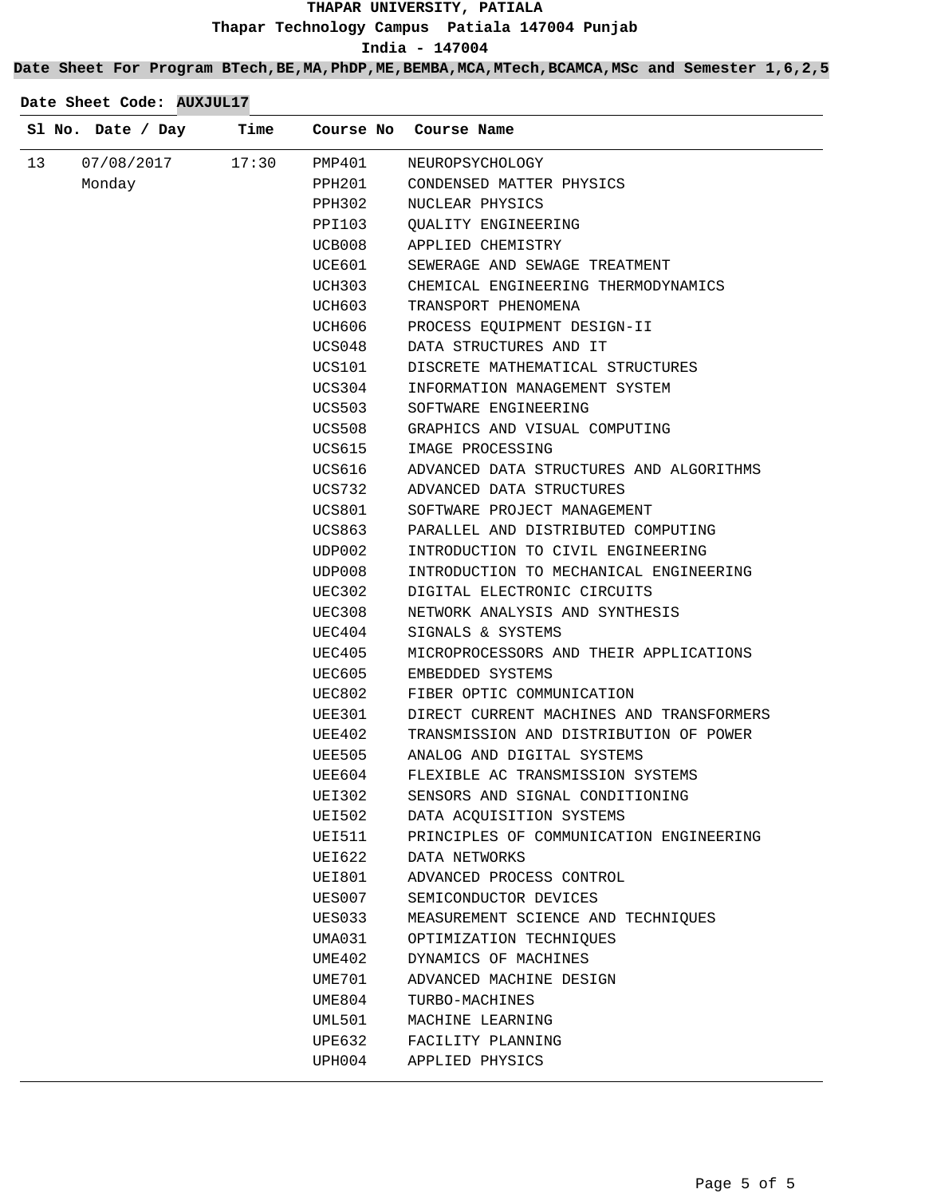**THAPAR UNIVERSITY, PATIALA**

**Thapar Technology Campus Patiala 147004 Punjab**

**India - 147004**

**Date Sheet For Program BTech,BE,MA,PhDP,ME,BEMBA,MCA,MTech,BCAMCA,MSc and Semester 1,6,2,5**

**Date Sheet Code: AUXJUL17**

| Sl No. | Date / Day | Time | Course No | Course Name |
|---|---|---|---|---|
| 13 | 07/08/2017 Monday | 17:30 | PMP401 | NEUROPSYCHOLOGY |
| | | | PPH201 | CONDENSED MATTER PHYSICS |
| | | | PPH302 | NUCLEAR PHYSICS |
| | | | PPI103 | QUALITY ENGINEERING |
| | | | UCB008 | APPLIED CHEMISTRY |
| | | | UCE601 | SEWERAGE AND SEWAGE TREATMENT |
| | | | UCH303 | CHEMICAL ENGINEERING THERMODYNAMICS |
| | | | UCH603 | TRANSPORT PHENOMENA |
| | | | UCH606 | PROCESS EQUIPMENT DESIGN-II |
| | | | UCS048 | DATA STRUCTURES AND IT |
| | | | UCS101 | DISCRETE MATHEMATICAL STRUCTURES |
| | | | UCS304 | INFORMATION MANAGEMENT SYSTEM |
| | | | UCS503 | SOFTWARE ENGINEERING |
| | | | UCS508 | GRAPHICS AND VISUAL COMPUTING |
| | | | UCS615 | IMAGE PROCESSING |
| | | | UCS616 | ADVANCED DATA STRUCTURES AND ALGORITHMS |
| | | | UCS732 | ADVANCED DATA STRUCTURES |
| | | | UCS801 | SOFTWARE PROJECT MANAGEMENT |
| | | | UCS863 | PARALLEL AND DISTRIBUTED COMPUTING |
| | | | UDP002 | INTRODUCTION TO CIVIL ENGINEERING |
| | | | UDP008 | INTRODUCTION TO MECHANICAL ENGINEERING |
| | | | UEC302 | DIGITAL ELECTRONIC CIRCUITS |
| | | | UEC308 | NETWORK ANALYSIS AND SYNTHESIS |
| | | | UEC404 | SIGNALS & SYSTEMS |
| | | | UEC405 | MICROPROCESSORS AND THEIR APPLICATIONS |
| | | | UEC605 | EMBEDDED SYSTEMS |
| | | | UEC802 | FIBER OPTIC COMMUNICATION |
| | | | UEE301 | DIRECT CURRENT MACHINES AND TRANSFORMERS |
| | | | UEE402 | TRANSMISSION AND DISTRIBUTION OF POWER |
| | | | UEE505 | ANALOG AND DIGITAL SYSTEMS |
| | | | UEE604 | FLEXIBLE AC TRANSMISSION SYSTEMS |
| | | | UEI302 | SENSORS AND SIGNAL CONDITIONING |
| | | | UEI502 | DATA ACQUISITION SYSTEMS |
| | | | UEI511 | PRINCIPLES OF COMMUNICATION ENGINEERING |
| | | | UEI622 | DATA NETWORKS |
| | | | UEI801 | ADVANCED PROCESS CONTROL |
| | | | UES007 | SEMICONDUCTOR DEVICES |
| | | | UES033 | MEASUREMENT SCIENCE AND TECHNIQUES |
| | | | UMA031 | OPTIMIZATION TECHNIQUES |
| | | | UME402 | DYNAMICS OF MACHINES |
| | | | UME701 | ADVANCED MACHINE DESIGN |
| | | | UME804 | TURBO-MACHINES |
| | | | UML501 | MACHINE LEARNING |
| | | | UPE632 | FACILITY PLANNING |
| | | | UPH004 | APPLIED PHYSICS |